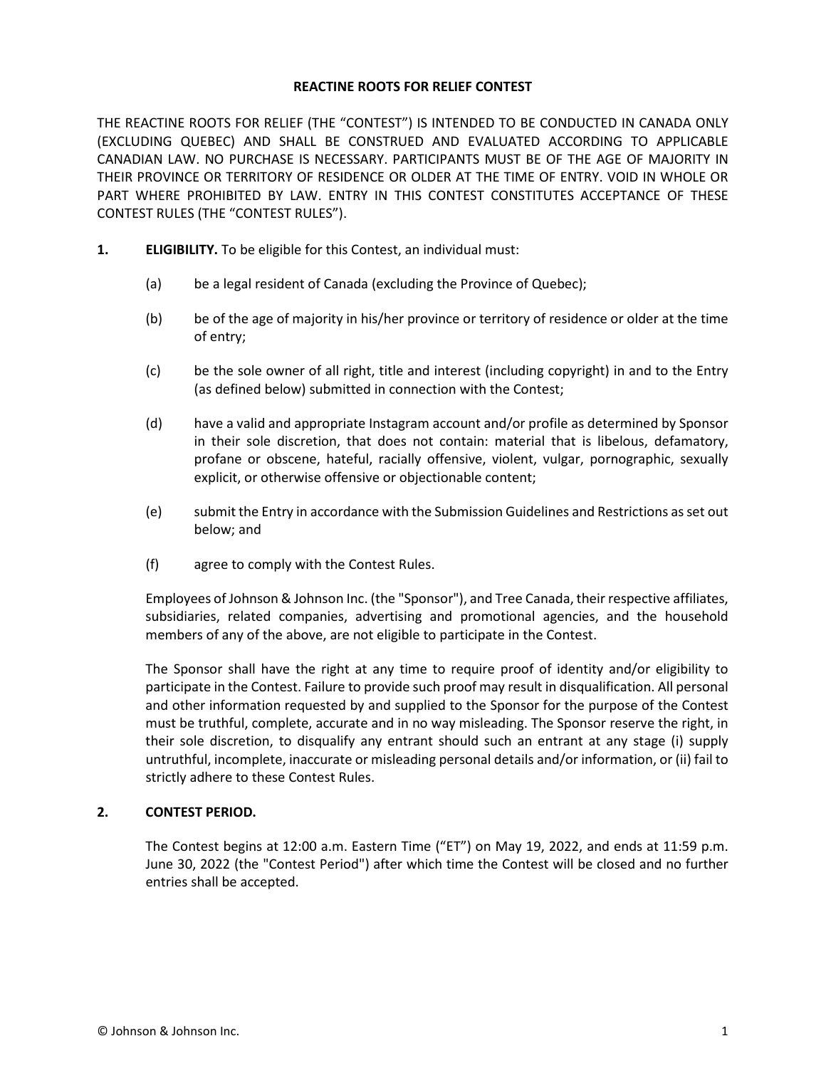# REACTINE ROOTS FOR RELIEF CONTEST

THE REACTINE ROOTS FOR RELIEF (THE "CONTEST") IS INTENDED TO BE CONDUCTED IN CANADA ONLY (EXCLUDING QUEBEC) AND SHALL BE CONSTRUED AND EVALUATED ACCORDING TO APPLICABLE CANADIAN LAW. NO PURCHASE IS NECESSARY. PARTICIPANTS MUST BE OF THE AGE OF MAJORITY IN THEIR PROVINCE OR TERRITORY OF RESIDENCE OR OLDER AT THE TIME OF ENTRY. VOID IN WHOLE OR PART WHERE PROHIBITED BY LAW. ENTRY IN THIS CONTEST CONSTITUTES ACCEPTANCE OF THESE CONTEST RULES (THE "CONTEST RULES").

**1. ELIGIBILITY.** To be eligible for this Contest, an individual must:

(a) be a legal resident of Canada (excluding the Province of Quebec);

(b) be of the age of majority in his/her province or territory of residence or older at the time of entry;

(c) be the sole owner of all right, title and interest (including copyright) in and to the Entry (as defined below) submitted in connection with the Contest;

(d) have a valid and appropriate Instagram account and/or profile as determined by Sponsor in their sole discretion, that does not contain: material that is libelous, defamatory, profane or obscene, hateful, racially offensive, violent, vulgar, pornographic, sexually explicit, or otherwise offensive or objectionable content;

(e) submit the Entry in accordance with the Submission Guidelines and Restrictions as set out below; and

(f) agree to comply with the Contest Rules.

Employees of Johnson & Johnson Inc. (the "Sponsor"), and Tree Canada, their respective affiliates, subsidiaries, related companies, advertising and promotional agencies, and the household members of any of the above, are not eligible to participate in the Contest.

The Sponsor shall have the right at any time to require proof of identity and/or eligibility to participate in the Contest. Failure to provide such proof may result in disqualification. All personal and other information requested by and supplied to the Sponsor for the purpose of the Contest must be truthful, complete, accurate and in no way misleading. The Sponsor reserve the right, in their sole discretion, to disqualify any entrant should such an entrant at any stage (i) supply untruthful, incomplete, inaccurate or misleading personal details and/or information, or (ii) fail to strictly adhere to these Contest Rules.

**2. CONTEST PERIOD.**

The Contest begins at 12:00 a.m. Eastern Time ("ET") on May 19, 2022, and ends at 11:59 p.m. June 30, 2022 (the "Contest Period") after which time the Contest will be closed and no further entries shall be accepted.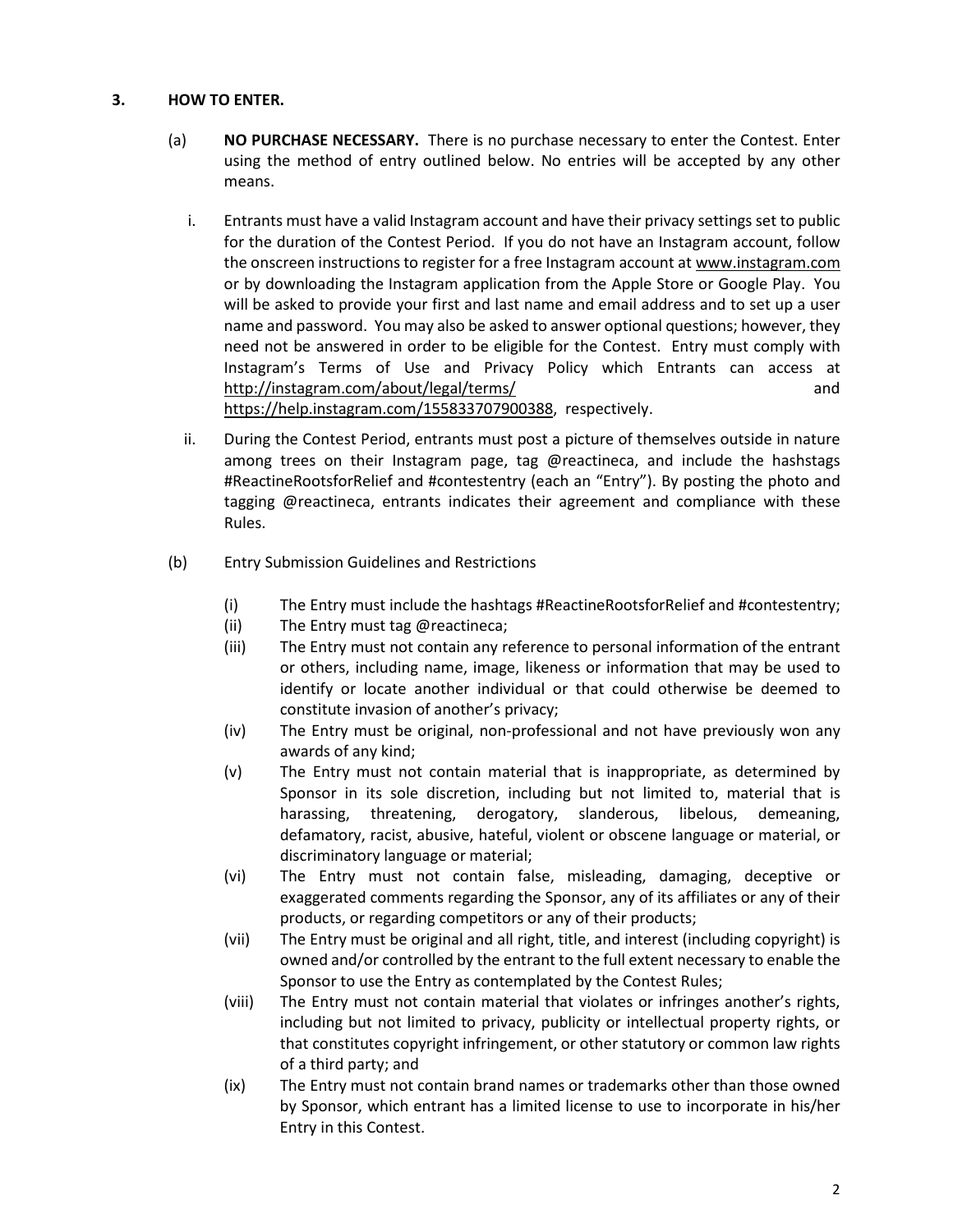## 3. HOW TO ENTER.

(a) **NO PURCHASE NECESSARY.** There is no purchase necessary to enter the Contest. Enter using the method of entry outlined below. No entries will be accepted by any other means.

i. Entrants must have a valid Instagram account and have their privacy settings set to public for the duration of the Contest Period. If you do not have an Instagram account, follow the onscreen instructions to register for a free Instagram account at www.instagram.com or by downloading the Instagram application from the Apple Store or Google Play. You will be asked to provide your first and last name and email address and to set up a user name and password. You may also be asked to answer optional questions; however, they need not be answered in order to be eligible for the Contest. Entry must comply with Instagram's Terms of Use and Privacy Policy which Entrants can access at http://instagram.com/about/legal/terms/ and https://help.instagram.com/155833707900388, respectively.

ii. During the Contest Period, entrants must post a picture of themselves outside in nature among trees on their Instagram page, tag @reactineca, and include the hashstags #ReactineRootsforRelief and #contestentry (each an "Entry"). By posting the photo and tagging @reactineca, entrants indicates their agreement and compliance with these Rules.

(b) Entry Submission Guidelines and Restrictions

(i) The Entry must include the hashtags #ReactineRootsforRelief and #contestentry;

(ii) The Entry must tag @reactineca;

(iii) The Entry must not contain any reference to personal information of the entrant or others, including name, image, likeness or information that may be used to identify or locate another individual or that could otherwise be deemed to constitute invasion of another's privacy;

(iv) The Entry must be original, non-professional and not have previously won any awards of any kind;

(v) The Entry must not contain material that is inappropriate, as determined by Sponsor in its sole discretion, including but not limited to, material that is harassing, threatening, derogatory, slanderous, libelous, demeaning, defamatory, racist, abusive, hateful, violent or obscene language or material, or discriminatory language or material;

(vi) The Entry must not contain false, misleading, damaging, deceptive or exaggerated comments regarding the Sponsor, any of its affiliates or any of their products, or regarding competitors or any of their products;

(vii) The Entry must be original and all right, title, and interest (including copyright) is owned and/or controlled by the entrant to the full extent necessary to enable the Sponsor to use the Entry as contemplated by the Contest Rules;

(viii) The Entry must not contain material that violates or infringes another's rights, including but not limited to privacy, publicity or intellectual property rights, or that constitutes copyright infringement, or other statutory or common law rights of a third party; and

(ix) The Entry must not contain brand names or trademarks other than those owned by Sponsor, which entrant has a limited license to use to incorporate in his/her Entry in this Contest.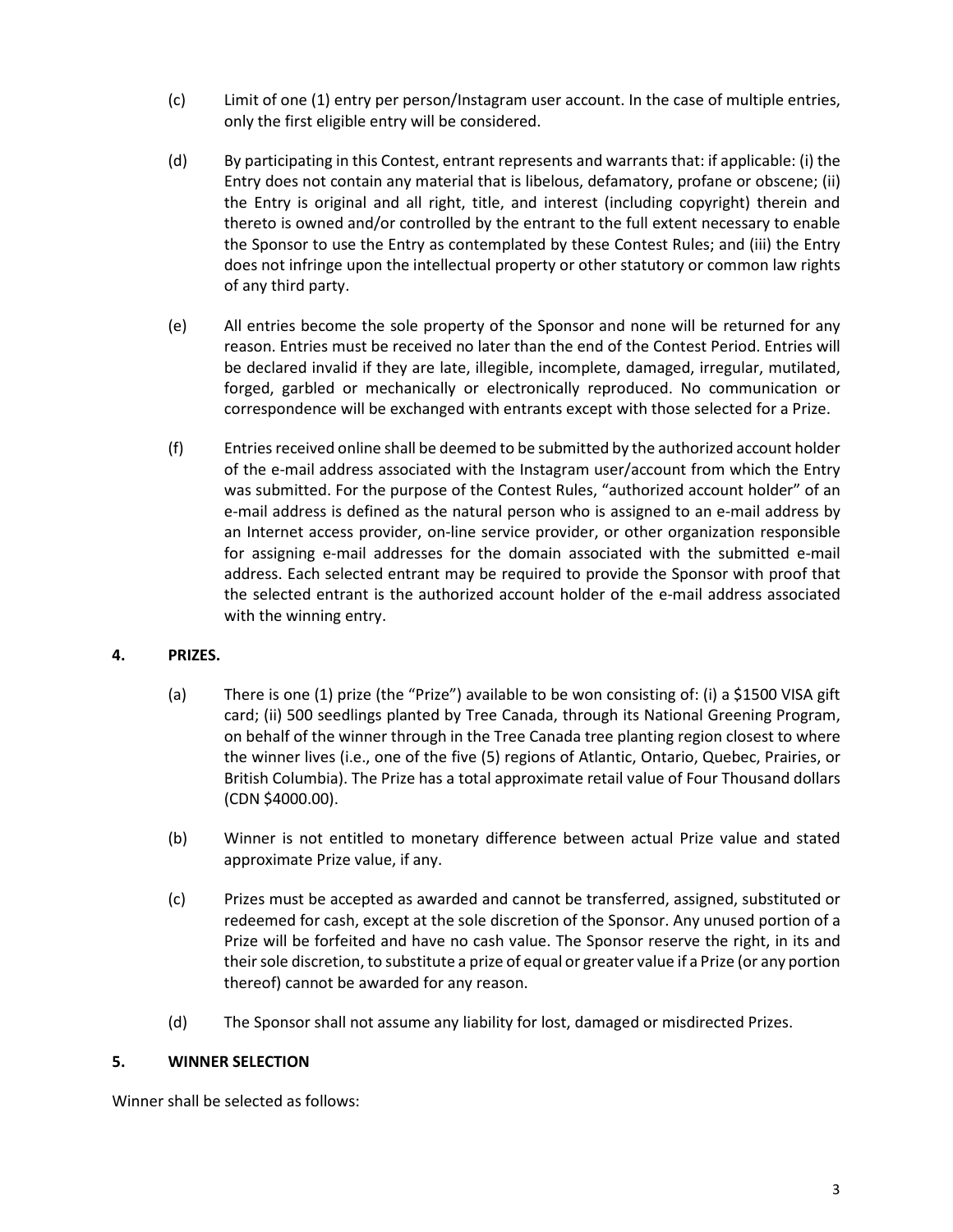(c) Limit of one (1) entry per person/Instagram user account. In the case of multiple entries, only the first eligible entry will be considered.

(d) By participating in this Contest, entrant represents and warrants that: if applicable: (i) the Entry does not contain any material that is libelous, defamatory, profane or obscene; (ii) the Entry is original and all right, title, and interest (including copyright) therein and thereto is owned and/or controlled by the entrant to the full extent necessary to enable the Sponsor to use the Entry as contemplated by these Contest Rules; and (iii) the Entry does not infringe upon the intellectual property or other statutory or common law rights of any third party.

(e) All entries become the sole property of the Sponsor and none will be returned for any reason. Entries must be received no later than the end of the Contest Period. Entries will be declared invalid if they are late, illegible, incomplete, damaged, irregular, mutilated, forged, garbled or mechanically or electronically reproduced. No communication or correspondence will be exchanged with entrants except with those selected for a Prize.

(f) Entries received online shall be deemed to be submitted by the authorized account holder of the e-mail address associated with the Instagram user/account from which the Entry was submitted. For the purpose of the Contest Rules, "authorized account holder" of an e-mail address is defined as the natural person who is assigned to an e-mail address by an Internet access provider, on-line service provider, or other organization responsible for assigning e-mail addresses for the domain associated with the submitted e-mail address. Each selected entrant may be required to provide the Sponsor with proof that the selected entrant is the authorized account holder of the e-mail address associated with the winning entry.

## 4. PRIZES.

(a) There is one (1) prize (the "Prize") available to be won consisting of: (i) a $1500 VISA gift card; (ii) 500 seedlings planted by Tree Canada, through its National Greening Program, on behalf of the winner through in the Tree Canada tree planting region closest to where the winner lives (i.e., one of the five (5) regions of Atlantic, Ontario, Quebec, Prairies, or British Columbia). The Prize has a total approximate retail value of Four Thousand dollars (CDN $4000.00).

(b) Winner is not entitled to monetary difference between actual Prize value and stated approximate Prize value, if any.

(c) Prizes must be accepted as awarded and cannot be transferred, assigned, substituted or redeemed for cash, except at the sole discretion of the Sponsor. Any unused portion of a Prize will be forfeited and have no cash value. The Sponsor reserve the right, in its and their sole discretion, to substitute a prize of equal or greater value if a Prize (or any portion thereof) cannot be awarded for any reason.

(d) The Sponsor shall not assume any liability for lost, damaged or misdirected Prizes.

## 5. WINNER SELECTION

Winner shall be selected as follows: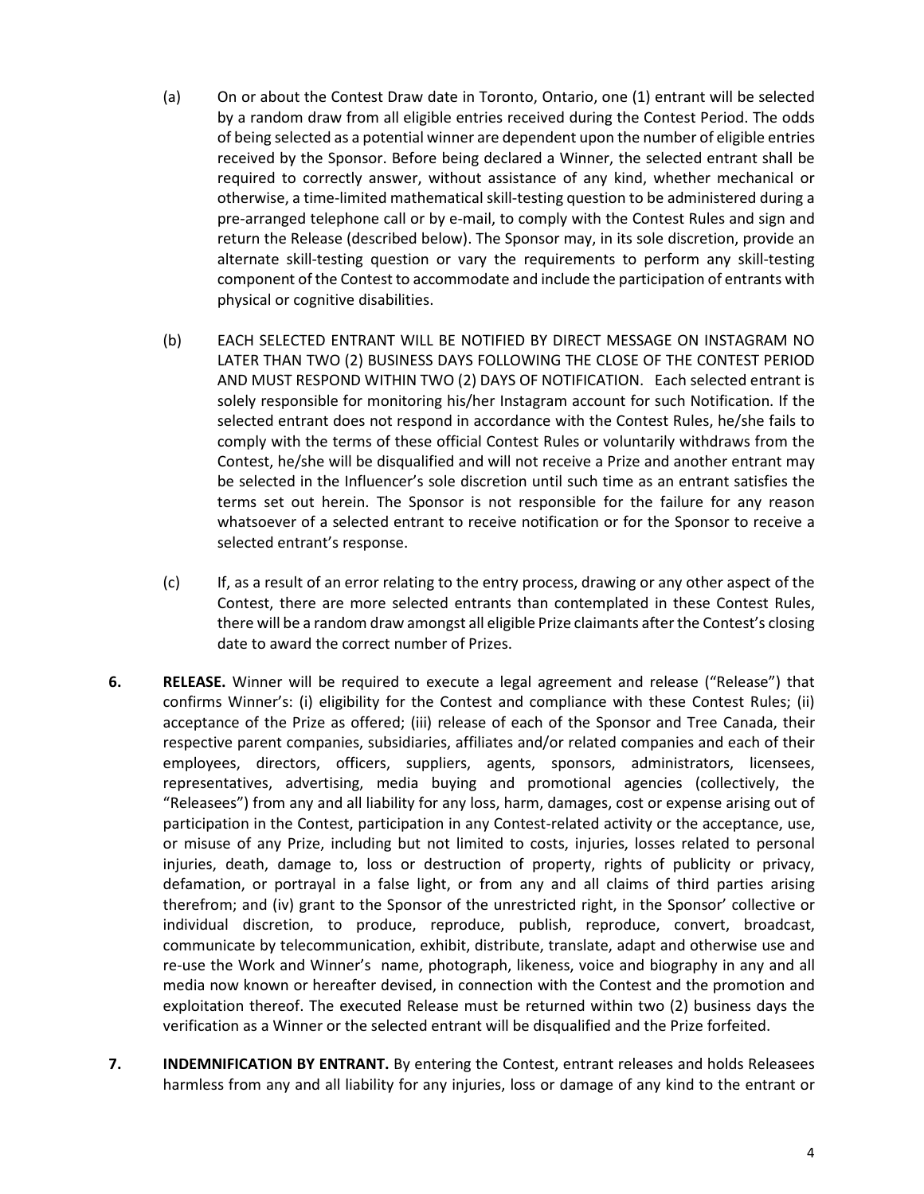(a) On or about the Contest Draw date in Toronto, Ontario, one (1) entrant will be selected by a random draw from all eligible entries received during the Contest Period. The odds of being selected as a potential winner are dependent upon the number of eligible entries received by the Sponsor. Before being declared a Winner, the selected entrant shall be required to correctly answer, without assistance of any kind, whether mechanical or otherwise, a time-limited mathematical skill-testing question to be administered during a pre-arranged telephone call or by e-mail, to comply with the Contest Rules and sign and return the Release (described below). The Sponsor may, in its sole discretion, provide an alternate skill-testing question or vary the requirements to perform any skill-testing component of the Contest to accommodate and include the participation of entrants with physical or cognitive disabilities.

(b) EACH SELECTED ENTRANT WILL BE NOTIFIED BY DIRECT MESSAGE ON INSTAGRAM NO LATER THAN TWO (2) BUSINESS DAYS FOLLOWING THE CLOSE OF THE CONTEST PERIOD AND MUST RESPOND WITHIN TWO (2) DAYS OF NOTIFICATION. Each selected entrant is solely responsible for monitoring his/her Instagram account for such Notification. If the selected entrant does not respond in accordance with the Contest Rules, he/she fails to comply with the terms of these official Contest Rules or voluntarily withdraws from the Contest, he/she will be disqualified and will not receive a Prize and another entrant may be selected in the Influencer's sole discretion until such time as an entrant satisfies the terms set out herein. The Sponsor is not responsible for the failure for any reason whatsoever of a selected entrant to receive notification or for the Sponsor to receive a selected entrant's response.

(c) If, as a result of an error relating to the entry process, drawing or any other aspect of the Contest, there are more selected entrants than contemplated in these Contest Rules, there will be a random draw amongst all eligible Prize claimants after the Contest's closing date to award the correct number of Prizes.

**6. RELEASE.** Winner will be required to execute a legal agreement and release ("Release") that confirms Winner's: (i) eligibility for the Contest and compliance with these Contest Rules; (ii) acceptance of the Prize as offered; (iii) release of each of the Sponsor and Tree Canada, their respective parent companies, subsidiaries, affiliates and/or related companies and each of their employees, directors, officers, suppliers, agents, sponsors, administrators, licensees, representatives, advertising, media buying and promotional agencies (collectively, the "Releasees") from any and all liability for any loss, harm, damages, cost or expense arising out of participation in the Contest, participation in any Contest-related activity or the acceptance, use, or misuse of any Prize, including but not limited to costs, injuries, losses related to personal injuries, death, damage to, loss or destruction of property, rights of publicity or privacy, defamation, or portrayal in a false light, or from any and all claims of third parties arising therefrom; and (iv) grant to the Sponsor of the unrestricted right, in the Sponsor' collective or individual discretion, to produce, reproduce, publish, reproduce, convert, broadcast, communicate by telecommunication, exhibit, distribute, translate, adapt and otherwise use and re-use the Work and Winner's name, photograph, likeness, voice and biography in any and all media now known or hereafter devised, in connection with the Contest and the promotion and exploitation thereof. The executed Release must be returned within two (2) business days the verification as a Winner or the selected entrant will be disqualified and the Prize forfeited.

**7. INDEMNIFICATION BY ENTRANT.** By entering the Contest, entrant releases and holds Releasees harmless from any and all liability for any injuries, loss or damage of any kind to the entrant or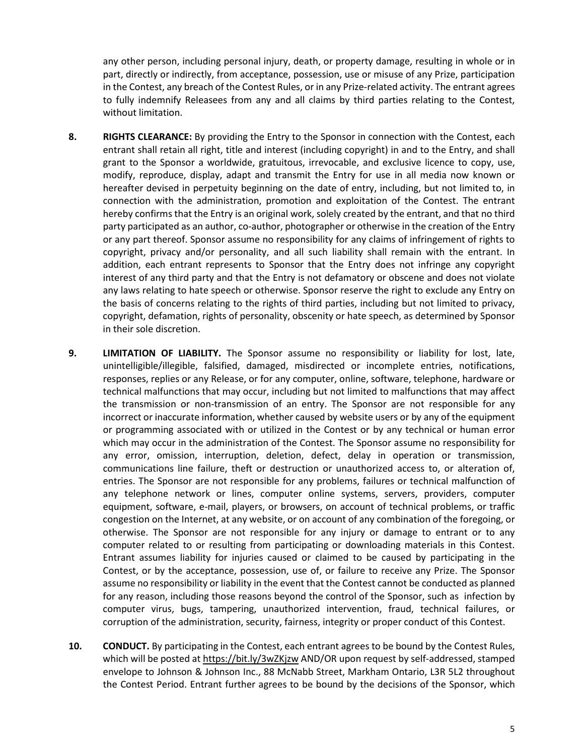any other person, including personal injury, death, or property damage, resulting in whole or in part, directly or indirectly, from acceptance, possession, use or misuse of any Prize, participation in the Contest, any breach of the Contest Rules, or in any Prize-related activity. The entrant agrees to fully indemnify Releasees from any and all claims by third parties relating to the Contest, without limitation.

**8. RIGHTS CLEARANCE:** By providing the Entry to the Sponsor in connection with the Contest, each entrant shall retain all right, title and interest (including copyright) in and to the Entry, and shall grant to the Sponsor a worldwide, gratuitous, irrevocable, and exclusive licence to copy, use, modify, reproduce, display, adapt and transmit the Entry for use in all media now known or hereafter devised in perpetuity beginning on the date of entry, including, but not limited to, in connection with the administration, promotion and exploitation of the Contest. The entrant hereby confirms that the Entry is an original work, solely created by the entrant, and that no third party participated as an author, co-author, photographer or otherwise in the creation of the Entry or any part thereof. Sponsor assume no responsibility for any claims of infringement of rights to copyright, privacy and/or personality, and all such liability shall remain with the entrant. In addition, each entrant represents to Sponsor that the Entry does not infringe any copyright interest of any third party and that the Entry is not defamatory or obscene and does not violate any laws relating to hate speech or otherwise. Sponsor reserve the right to exclude any Entry on the basis of concerns relating to the rights of third parties, including but not limited to privacy, copyright, defamation, rights of personality, obscenity or hate speech, as determined by Sponsor in their sole discretion.

**9. LIMITATION OF LIABILITY.** The Sponsor assume no responsibility or liability for lost, late, unintelligible/illegible, falsified, damaged, misdirected or incomplete entries, notifications, responses, replies or any Release, or for any computer, online, software, telephone, hardware or technical malfunctions that may occur, including but not limited to malfunctions that may affect the transmission or non-transmission of an entry. The Sponsor are not responsible for any incorrect or inaccurate information, whether caused by website users or by any of the equipment or programming associated with or utilized in the Contest or by any technical or human error which may occur in the administration of the Contest. The Sponsor assume no responsibility for any error, omission, interruption, deletion, defect, delay in operation or transmission, communications line failure, theft or destruction or unauthorized access to, or alteration of, entries. The Sponsor are not responsible for any problems, failures or technical malfunction of any telephone network or lines, computer online systems, servers, providers, computer equipment, software, e-mail, players, or browsers, on account of technical problems, or traffic congestion on the Internet, at any website, or on account of any combination of the foregoing, or otherwise. The Sponsor are not responsible for any injury or damage to entrant or to any computer related to or resulting from participating or downloading materials in this Contest. Entrant assumes liability for injuries caused or claimed to be caused by participating in the Contest, or by the acceptance, possession, use of, or failure to receive any Prize. The Sponsor assume no responsibility or liability in the event that the Contest cannot be conducted as planned for any reason, including those reasons beyond the control of the Sponsor, such as infection by computer virus, bugs, tampering, unauthorized intervention, fraud, technical failures, or corruption of the administration, security, fairness, integrity or proper conduct of this Contest.

**10. CONDUCT.** By participating in the Contest, each entrant agrees to be bound by the Contest Rules, which will be posted at https://bit.ly/3wZKjzw AND/OR upon request by self-addressed, stamped envelope to Johnson & Johnson Inc., 88 McNabb Street, Markham Ontario, L3R 5L2 throughout the Contest Period. Entrant further agrees to be bound by the decisions of the Sponsor, which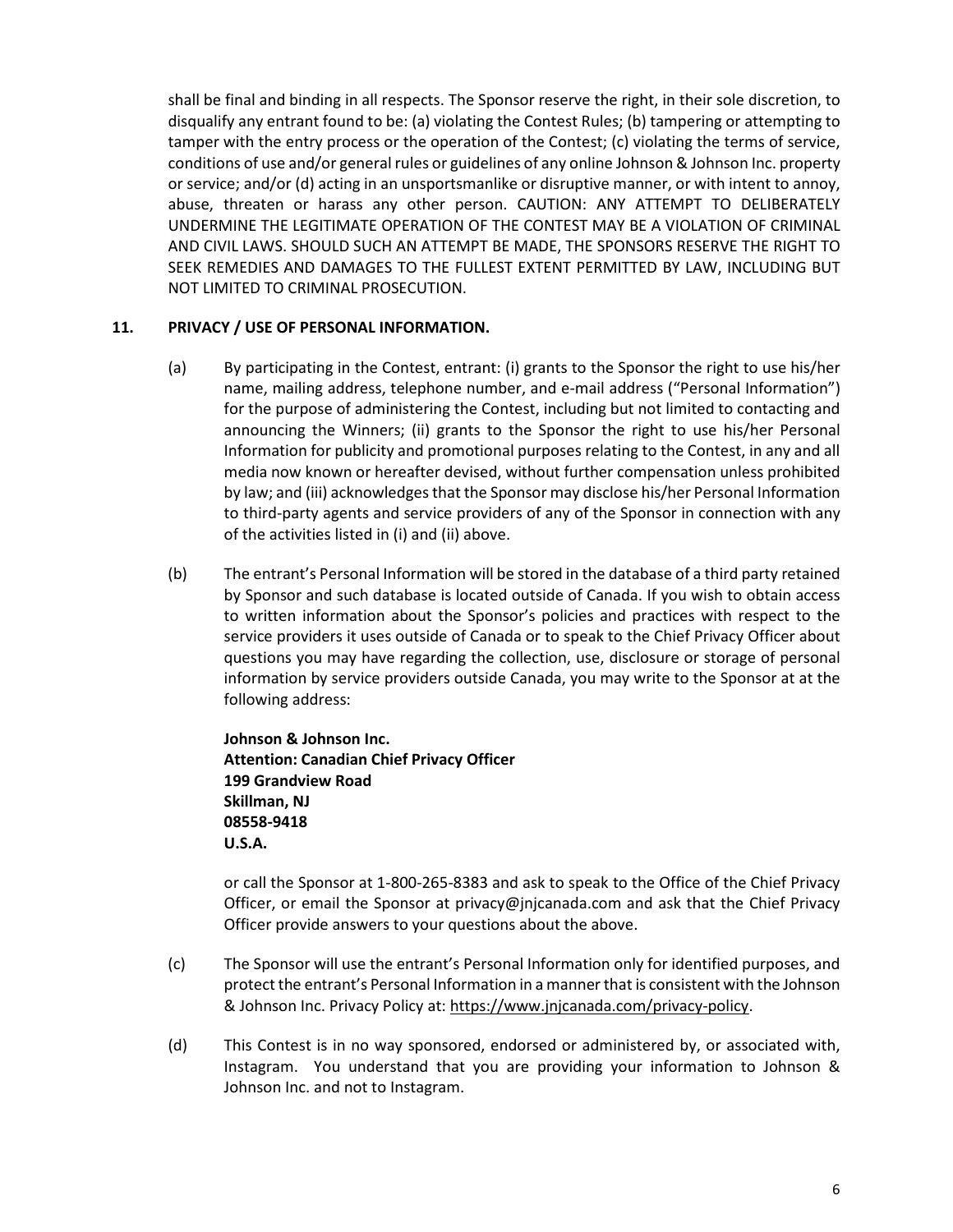shall be final and binding in all respects. The Sponsor reserve the right, in their sole discretion, to disqualify any entrant found to be: (a) violating the Contest Rules; (b) tampering or attempting to tamper with the entry process or the operation of the Contest; (c) violating the terms of service, conditions of use and/or general rules or guidelines of any online Johnson & Johnson Inc. property or service; and/or (d) acting in an unsportsmanlike or disruptive manner, or with intent to annoy, abuse, threaten or harass any other person. CAUTION: ANY ATTEMPT TO DELIBERATELY UNDERMINE THE LEGITIMATE OPERATION OF THE CONTEST MAY BE A VIOLATION OF CRIMINAL AND CIVIL LAWS. SHOULD SUCH AN ATTEMPT BE MADE, THE SPONSORS RESERVE THE RIGHT TO SEEK REMEDIES AND DAMAGES TO THE FULLEST EXTENT PERMITTED BY LAW, INCLUDING BUT NOT LIMITED TO CRIMINAL PROSECUTION.

**11. PRIVACY / USE OF PERSONAL INFORMATION.**

(a) By participating in the Contest, entrant: (i) grants to the Sponsor the right to use his/her name, mailing address, telephone number, and e-mail address ("Personal Information") for the purpose of administering the Contest, including but not limited to contacting and announcing the Winners; (ii) grants to the Sponsor the right to use his/her Personal Information for publicity and promotional purposes relating to the Contest, in any and all media now known or hereafter devised, without further compensation unless prohibited by law; and (iii) acknowledges that the Sponsor may disclose his/her Personal Information to third-party agents and service providers of any of the Sponsor in connection with any of the activities listed in (i) and (ii) above.

(b) The entrant's Personal Information will be stored in the database of a third party retained by Sponsor and such database is located outside of Canada. If you wish to obtain access to written information about the Sponsor's policies and practices with respect to the service providers it uses outside of Canada or to speak to the Chief Privacy Officer about questions you may have regarding the collection, use, disclosure or storage of personal information by service providers outside Canada, you may write to the Sponsor at at the following address:

**Johnson & Johnson Inc.**
**Attention: Canadian Chief Privacy Officer**
**199 Grandview Road**
**Skillman, NJ**
**08558-9418**
**U.S.A.**

or call the Sponsor at 1-800-265-8383 and ask to speak to the Office of the Chief Privacy Officer, or email the Sponsor at privacy@jnjcanada.com and ask that the Chief Privacy Officer provide answers to your questions about the above.

(c) The Sponsor will use the entrant's Personal Information only for identified purposes, and protect the entrant's Personal Information in a manner that is consistent with the Johnson & Johnson Inc. Privacy Policy at: https://www.jnjcanada.com/privacy-policy.

(d) This Contest is in no way sponsored, endorsed or administered by, or associated with, Instagram. You understand that you are providing your information to Johnson & Johnson Inc. and not to Instagram.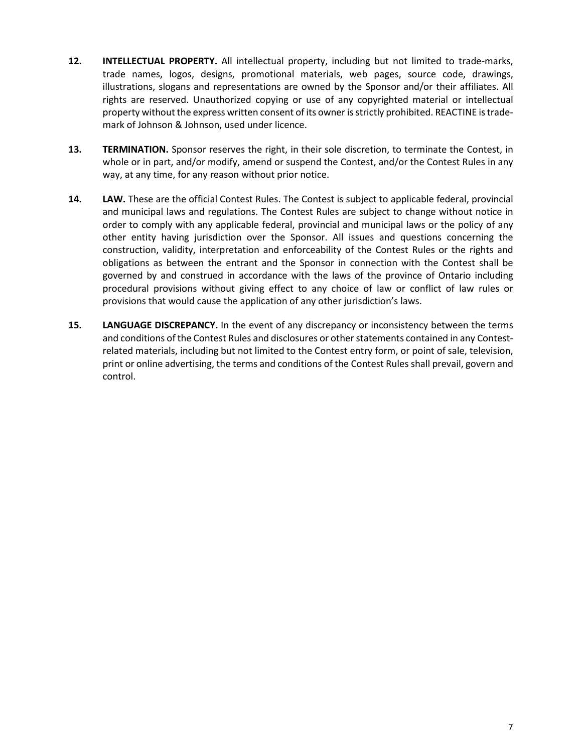**12. INTELLECTUAL PROPERTY.** All intellectual property, including but not limited to trade-marks, trade names, logos, designs, promotional materials, web pages, source code, drawings, illustrations, slogans and representations are owned by the Sponsor and/or their affiliates. All rights are reserved. Unauthorized copying or use of any copyrighted material or intellectual property without the express written consent of its owner is strictly prohibited. REACTINE is trade-mark of Johnson & Johnson, used under licence.

**13. TERMINATION.** Sponsor reserves the right, in their sole discretion, to terminate the Contest, in whole or in part, and/or modify, amend or suspend the Contest, and/or the Contest Rules in any way, at any time, for any reason without prior notice.

**14. LAW.** These are the official Contest Rules. The Contest is subject to applicable federal, provincial and municipal laws and regulations. The Contest Rules are subject to change without notice in order to comply with any applicable federal, provincial and municipal laws or the policy of any other entity having jurisdiction over the Sponsor. All issues and questions concerning the construction, validity, interpretation and enforceability of the Contest Rules or the rights and obligations as between the entrant and the Sponsor in connection with the Contest shall be governed by and construed in accordance with the laws of the province of Ontario including procedural provisions without giving effect to any choice of law or conflict of law rules or provisions that would cause the application of any other jurisdiction's laws.

**15. LANGUAGE DISCREPANCY.** In the event of any discrepancy or inconsistency between the terms and conditions of the Contest Rules and disclosures or other statements contained in any Contest-related materials, including but not limited to the Contest entry form, or point of sale, television, print or online advertising, the terms and conditions of the Contest Rules shall prevail, govern and control.